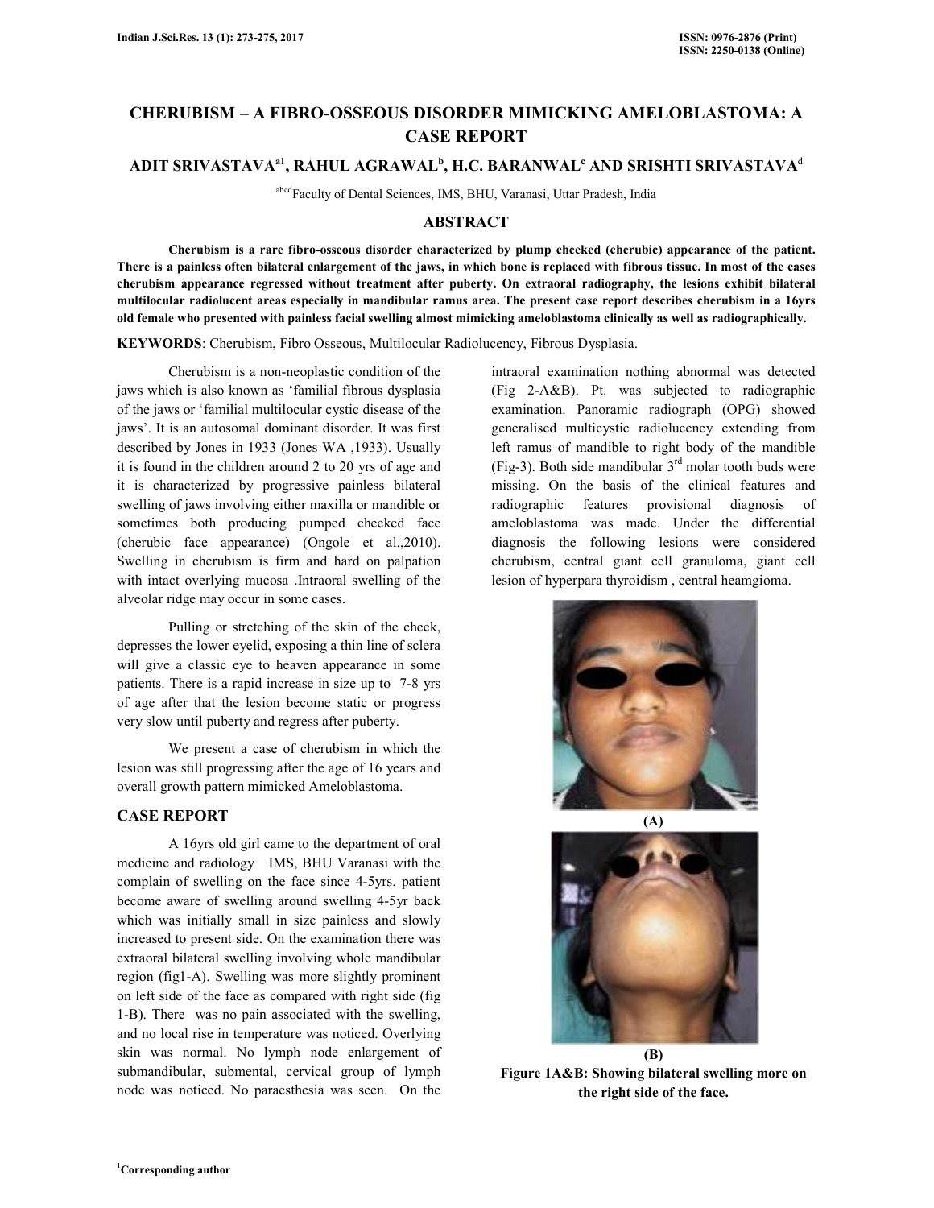# CHERUBISM – A FIBRO-OSSEOUS DISORDER MIMICKING AMELOBLASTOMA: A CASE REPORT

**ADIT SRIVASTAVA[a1], RAHUL AGRAWAL[b], H.C. BARANWAL[c] AND SRISHTI SRIVASTAVA[d]**

[abcd]Faculty of Dental Sciences, IMS, BHU, Varanasi, Uttar Pradesh, India

## ABSTRACT

**Cherubism is a rare fibro-osseous disorder characterized by plump cheeked (cherubic) appearance of the patient. There is a painless often bilateral enlargement of the jaws, in which bone is replaced with fibrous tissue. In most of the cases cherubism appearance regressed without treatment after puberty. On extraoral radiography, the lesions exhibit bilateral multilocular radiolucent areas especially in mandibular ramus area. The present case report describes cherubism in a 16yrs old female who presented with painless facial swelling almost mimicking ameloblastoma clinically as well as radiographically.**

**KEYWORDS**: Cherubism, Fibro Osseous, Multilocular Radiolucency, Fibrous Dysplasia.

Cherubism is a non-neoplastic condition of the jaws which is also known as 'familial fibrous dysplasia of the jaws or 'familial multilocular cystic disease of the jaws'. It is an autosomal dominant disorder. It was first described by Jones in 1933 (Jones WA ,1933). Usually it is found in the children around 2 to 20 yrs of age and it is characterized by progressive painless bilateral swelling of jaws involving either maxilla or mandible or sometimes both producing pumped cheeked face (cherubic face appearance) (Ongole et al.,2010). Swelling in cherubism is firm and hard on palpation with intact overlying mucosa .Intraoral swelling of the alveolar ridge may occur in some cases.

Pulling or stretching of the skin of the cheek, depresses the lower eyelid, exposing a thin line of sclera will give a classic eye to heaven appearance in some patients. There is a rapid increase in size up to 7-8 yrs of age after that the lesion become static or progress very slow until puberty and regress after puberty.

We present a case of cherubism in which the lesion was still progressing after the age of 16 years and overall growth pattern mimicked Ameloblastoma.

## CASE REPORT

A 16yrs old girl came to the department of oral medicine and radiology IMS, BHU Varanasi with the complain of swelling on the face since 4-5yrs. patient become aware of swelling around swelling 4-5yr back which was initially small in size painless and slowly increased to present side. On the examination there was extraoral bilateral swelling involving whole mandibular region (fig1-A). Swelling was more slightly prominent on left side of the face as compared with right side (fig 1-B). There was no pain associated with the swelling, and no local rise in temperature was noticed. Overlying skin was normal. No lymph node enlargement of submandibular, submental, cervical group of lymph node was noticed. No paraesthesia was seen. On the intraoral examination nothing abnormal was detected (Fig 2-A&B). Pt. was subjected to radiographic examination. Panoramic radiograph (OPG) showed generalised multicystic radiolucency extending from left ramus of mandible to right body of the mandible (Fig-3). Both side mandibular 3[rd] molar tooth buds were missing. On the basis of the clinical features and radiographic features provisional diagnosis of ameloblastoma was made. Under the differential diagnosis the following lesions were considered cherubism, central giant cell granuloma, giant cell lesion of hyperpara thyroidism , central heamgioma.

(A)

(B)

**Figure 1A&B: Showing bilateral swelling more on the right side of the face.**

[1]Corresponding author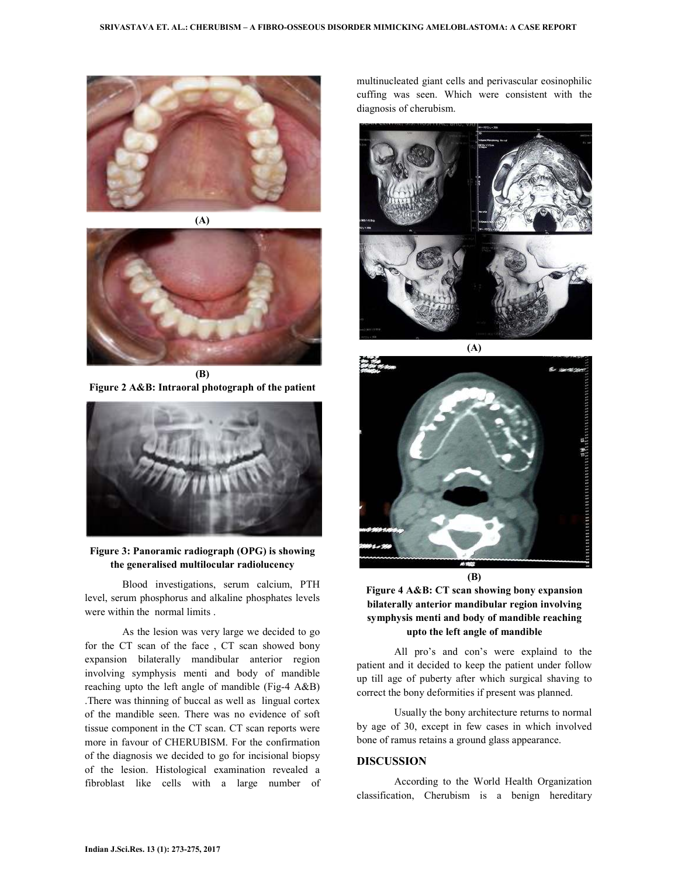(A)

(B)

**Figure 2 A&B: Intraoral photograph of the patient**

**Figure 3: Panoramic radiograph (OPG) is showing the generalised multilocular radiolucency**

Blood investigations, serum calcium, PTH level, serum phosphorus and alkaline phosphates levels were within the normal limits .

As the lesion was very large we decided to go for the CT scan of the face , CT scan showed bony expansion bilaterally mandibular anterior region involving symphysis menti and body of mandible reaching upto the left angle of mandible (Fig-4 A&B) .There was thinning of buccal as well as lingual cortex of the mandible seen. There was no evidence of soft tissue component in the CT scan. CT scan reports were more in favour of CHERUBISM. For the confirmation of the diagnosis we decided to go for incisional biopsy of the lesion. Histological examination revealed a fibroblast like cells with a large number of multinucleated giant cells and perivascular eosinophilic cuffing was seen. Which were consistent with the diagnosis of cherubism.

(A)

(B)

**Figure 4 A&B: CT scan showing bony expansion bilaterally anterior mandibular region involving symphysis menti and body of mandible reaching upto the left angle of mandible**

All pro's and con's were explaind to the patient and it decided to keep the patient under follow up till age of puberty after which surgical shaving to correct the bony deformities if present was planned.

Usually the bony architecture returns to normal by age of 30, except in few cases in which involved bone of ramus retains a ground glass appearance.

## DISCUSSION

According to the World Health Organization classification, Cherubism is a benign hereditary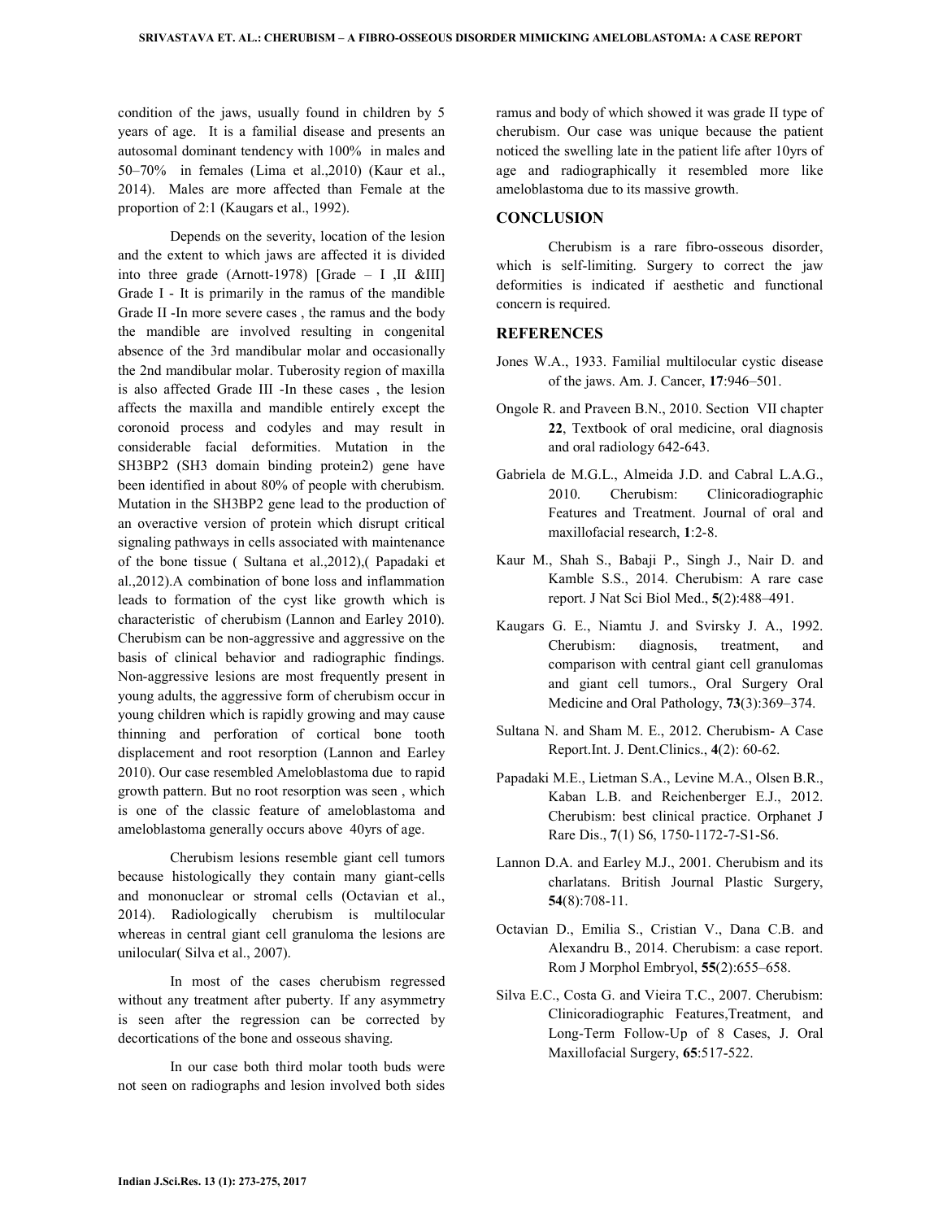condition of the jaws, usually found in children by 5 years of age. It is a familial disease and presents an autosomal dominant tendency with 100% in males and 50–70% in females (Lima et al.,2010) (Kaur et al., 2014). Males are more affected than Female at the proportion of 2:1 (Kaugars et al., 1992).

Depends on the severity, location of the lesion and the extent to which jaws are affected it is divided into three grade (Arnott-1978) [Grade – I ,II &III] Grade I - It is primarily in the ramus of the mandible Grade II -In more severe cases , the ramus and the body the mandible are involved resulting in congenital absence of the 3rd mandibular molar and occasionally the 2nd mandibular molar. Tuberosity region of maxilla is also affected Grade III -In these cases , the lesion affects the maxilla and mandible entirely except the coronoid process and codyles and may result in considerable facial deformities. Mutation in the SH3BP2 (SH3 domain binding protein2) gene have been identified in about 80% of people with cherubism. Mutation in the SH3BP2 gene lead to the production of an overactive version of protein which disrupt critical signaling pathways in cells associated with maintenance of the bone tissue ( Sultana et al.,2012),( Papadaki et al.,2012).A combination of bone loss and inflammation leads to formation of the cyst like growth which is characteristic of cherubism (Lannon and Earley 2010). Cherubism can be non-aggressive and aggressive on the basis of clinical behavior and radiographic findings. Non-aggressive lesions are most frequently present in young adults, the aggressive form of cherubism occur in young children which is rapidly growing and may cause thinning and perforation of cortical bone tooth displacement and root resorption (Lannon and Earley 2010). Our case resembled Ameloblastoma due to rapid growth pattern. But no root resorption was seen , which is one of the classic feature of ameloblastoma and ameloblastoma generally occurs above 40yrs of age.

Cherubism lesions resemble giant cell tumors because histologically they contain many giant-cells and mononuclear or stromal cells (Octavian et al., 2014). Radiologically cherubism is multilocular whereas in central giant cell granuloma the lesions are unilocular( Silva et al., 2007).

In most of the cases cherubism regressed without any treatment after puberty. If any asymmetry is seen after the regression can be corrected by decortications of the bone and osseous shaving.

In our case both third molar tooth buds were not seen on radiographs and lesion involved both sides ramus and body of which showed it was grade II type of cherubism. Our case was unique because the patient noticed the swelling late in the patient life after 10yrs of age and radiographically it resembled more like ameloblastoma due to its massive growth.

## CONCLUSION

Cherubism is a rare fibro-osseous disorder, which is self-limiting. Surgery to correct the jaw deformities is indicated if aesthetic and functional concern is required.

## REFERENCES

Jones W.A., 1933. Familial multilocular cystic disease of the jaws. Am. J. Cancer, **17**:946–501.

Ongole R. and Praveen B.N., 2010. Section VII chapter **22**, Textbook of oral medicine, oral diagnosis and oral radiology 642-643.

Gabriela de M.G.L., Almeida J.D. and Cabral L.A.G., 2010. Cherubism: Clinicoradiographic Features and Treatment. Journal of oral and maxillofacial research, **1**:2-8.

Kaur M., Shah S., Babaji P., Singh J., Nair D. and Kamble S.S., 2014. Cherubism: A rare case report. J Nat Sci Biol Med., **5**(2):488–491.

Kaugars G. E., Niamtu J. and Svirsky J. A., 1992. Cherubism: diagnosis, treatment, and comparison with central giant cell granulomas and giant cell tumors., Oral Surgery Oral Medicine and Oral Pathology, **73**(3):369–374.

Sultana N. and Sham M. E., 2012. Cherubism- A Case Report.Int. J. Dent.Clinics., **4**(2): 60-62.

Papadaki M.E., Lietman S.A., Levine M.A., Olsen B.R., Kaban L.B. and Reichenberger E.J., 2012. Cherubism: best clinical practice. Orphanet J Rare Dis., **7**(1) S6, 1750-1172-7-S1-S6.

Lannon D.A. and Earley M.J., 2001. Cherubism and its charlatans. British Journal Plastic Surgery, **54**(8):708-11.

Octavian D., Emilia S., Cristian V., Dana C.B. and Alexandru B., 2014. Cherubism: a case report. Rom J Morphol Embryol, **55**(2):655–658.

Silva E.C., Costa G. and Vieira T.C., 2007. Cherubism: Clinicoradiographic Features,Treatment, and Long-Term Follow-Up of 8 Cases, J. Oral Maxillofacial Surgery, **65**:517-522.